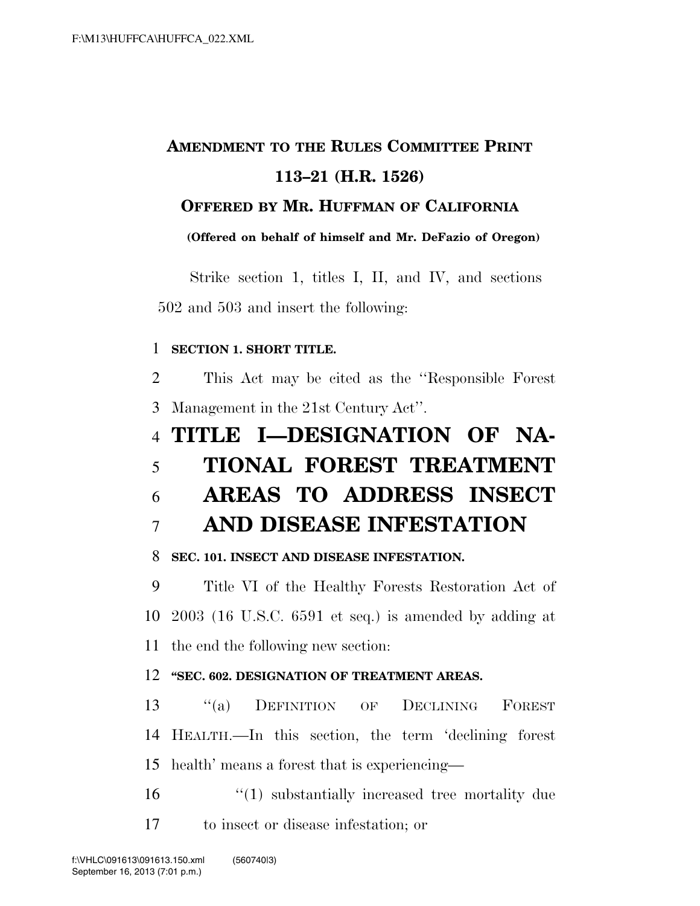**AMENDMENT TO THE RULES COMMITTEE PRINT 113–21 (H.R. 1526)**

**OFFERED BY MR. HUFFMAN OF CALIFORNIA**

**(Offered on behalf of himself and Mr. DeFazio of Oregon)**

Strike section 1, titles I, II, and IV, and sections 502 and 503 and insert the following:

**SECTION 1. SHORT TITLE.**

This Act may be cited as the ''Responsible Forest Management in the 21st Century Act''.

# TITLE I—DESIGNATION OF NATIONAL FOREST TREATMENT AREAS TO ADDRESS INSECT AND DISEASE INFESTATION

**SEC. 101. INSECT AND DISEASE INFESTATION.**

Title VI of the Healthy Forests Restoration Act of 2003 (16 U.S.C. 6591 et seq.) is amended by adding at the end the following new section:

**''SEC. 602. DESIGNATION OF TREATMENT AREAS.**

''(a) DEFINITION OF DECLINING FOREST HEALTH.—In this section, the term 'declining forest health' means a forest that is experiencing—

''(1) substantially increased tree mortality due to insect or disease infestation; or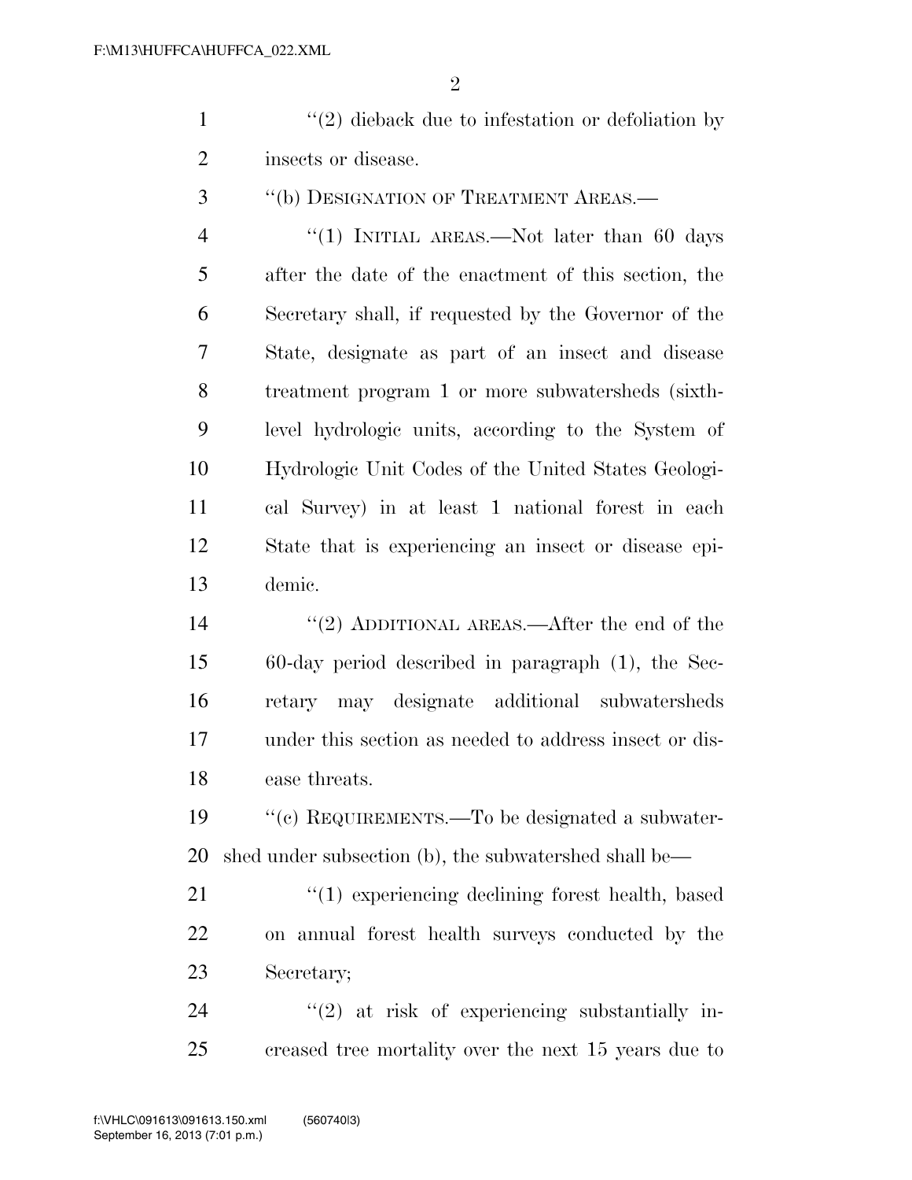''(2) dieback due to infestation or defoliation by insects or disease.

''(b) DESIGNATION OF TREATMENT AREAS.—

''(1) INITIAL AREAS.—Not later than 60 days after the date of the enactment of this section, the Secretary shall, if requested by the Governor of the State, designate as part of an insect and disease treatment program 1 or more subwatersheds (sixth-level hydrologic units, according to the System of Hydrologic Unit Codes of the United States Geological Survey) in at least 1 national forest in each State that is experiencing an insect or disease epidemic.

''(2) ADDITIONAL AREAS.—After the end of the 60-day period described in paragraph (1), the Secretary may designate additional subwatersheds under this section as needed to address insect or disease threats.

''(c) REQUIREMENTS.—To be designated a subwatershed under subsection (b), the subwatershed shall be—

''(1) experiencing declining forest health, based on annual forest health surveys conducted by the Secretary;

''(2) at risk of experiencing substantially increased tree mortality over the next 15 years due to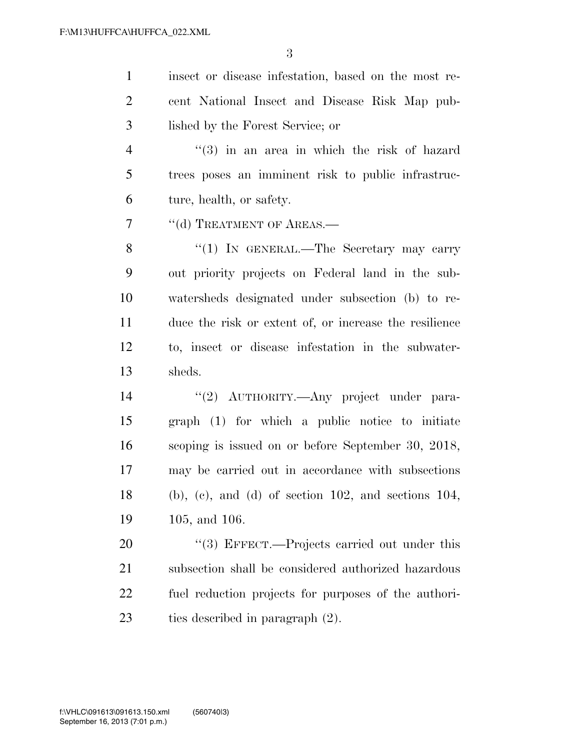insect or disease infestation, based on the most recent National Insect and Disease Risk Map published by the Forest Service; or

"(3) in an area in which the risk of hazard trees poses an imminent risk to public infrastructure, health, or safety.

"(d) TREATMENT OF AREAS.—

"(1) IN GENERAL.—The Secretary may carry out priority projects on Federal land in the subwatersheds designated under subsection (b) to reduce the risk or extent of, or increase the resilience to, insect or disease infestation in the subwatersheds.

"(2) AUTHORITY.—Any project under paragraph (1) for which a public notice to initiate scoping is issued on or before September 30, 2018, may be carried out in accordance with subsections (b), (c), and (d) of section 102, and sections 104, 105, and 106.

"(3) EFFECT.—Projects carried out under this subsection shall be considered authorized hazardous fuel reduction projects for purposes of the authorities described in paragraph (2).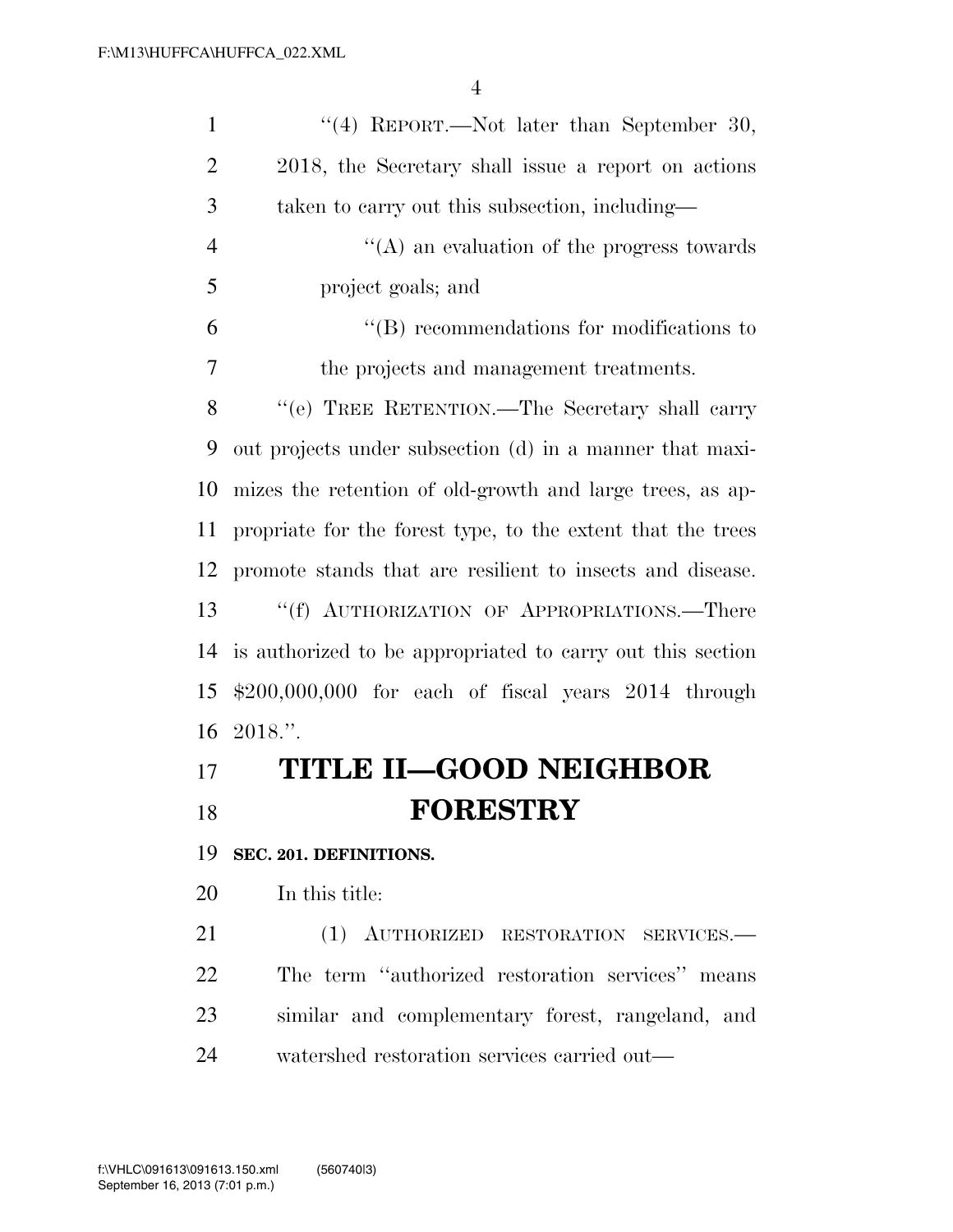"(4) REPORT.—Not later than September 30, 2018, the Secretary shall issue a report on actions taken to carry out this subsection, including—

"(A) an evaluation of the progress towards project goals; and

"(B) recommendations for modifications to the projects and management treatments.

"(e) TREE RETENTION.—The Secretary shall carry out projects under subsection (d) in a manner that maximizes the retention of old-growth and large trees, as appropriate for the forest type, to the extent that the trees promote stands that are resilient to insects and disease.

"(f) AUTHORIZATION OF APPROPRIATIONS.—There is authorized to be appropriated to carry out this section $200,000,000 for each of fiscal years 2014 through 2018.".

# TITLE II—GOOD NEIGHBOR FORESTRY

## SEC. 201. DEFINITIONS.

In this title:

(1) AUTHORIZED RESTORATION SERVICES.—The term "authorized restoration services" means similar and complementary forest, rangeland, and watershed restoration services carried out—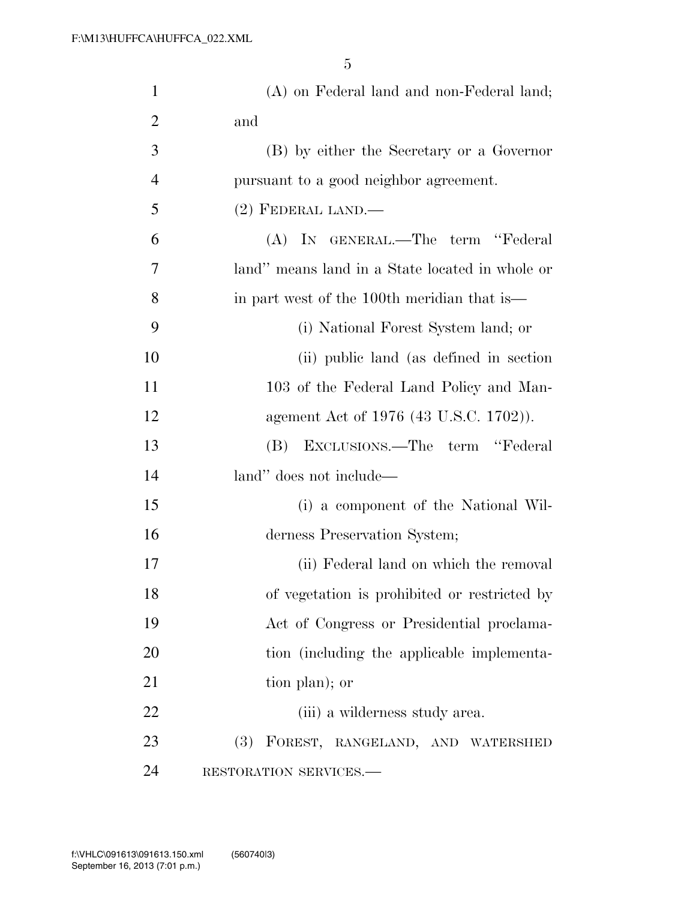(A) on Federal land and non-Federal land; and

(B) by either the Secretary or a Governor pursuant to a good neighbor agreement.

(2) FEDERAL LAND.—

(A) IN GENERAL.—The term "Federal land" means land in a State located in whole or in part west of the 100th meridian that is—

(i) National Forest System land; or

(ii) public land (as defined in section 103 of the Federal Land Policy and Management Act of 1976 (43 U.S.C. 1702)).

(B) EXCLUSIONS.—The term "Federal land" does not include—

(i) a component of the National Wilderness Preservation System;

(ii) Federal land on which the removal of vegetation is prohibited or restricted by Act of Congress or Presidential proclamation (including the applicable implementation plan); or

(iii) a wilderness study area.

(3) FOREST, RANGELAND, AND WATERSHED RESTORATION SERVICES.—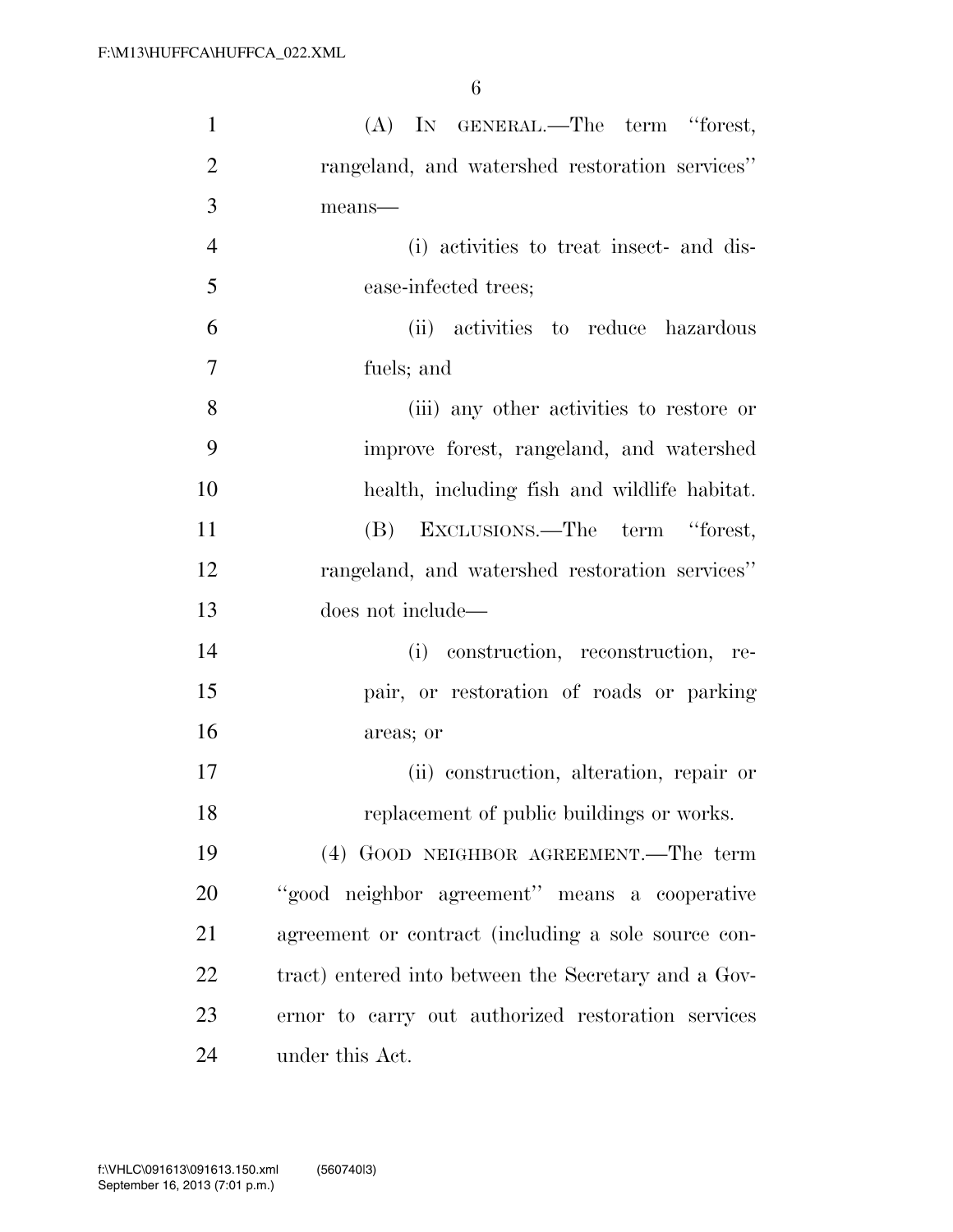(A) IN GENERAL.—The term "forest, rangeland, and watershed restoration services" means—

(i) activities to treat insect- and disease-infected trees;

(ii) activities to reduce hazardous fuels; and

(iii) any other activities to restore or improve forest, rangeland, and watershed health, including fish and wildlife habitat.

(B) EXCLUSIONS.—The term "forest, rangeland, and watershed restoration services" does not include—

(i) construction, reconstruction, repair, or restoration of roads or parking areas; or

(ii) construction, alteration, repair or replacement of public buildings or works.

(4) GOOD NEIGHBOR AGREEMENT.—The term "good neighbor agreement" means a cooperative agreement or contract (including a sole source contract) entered into between the Secretary and a Governor to carry out authorized restoration services under this Act.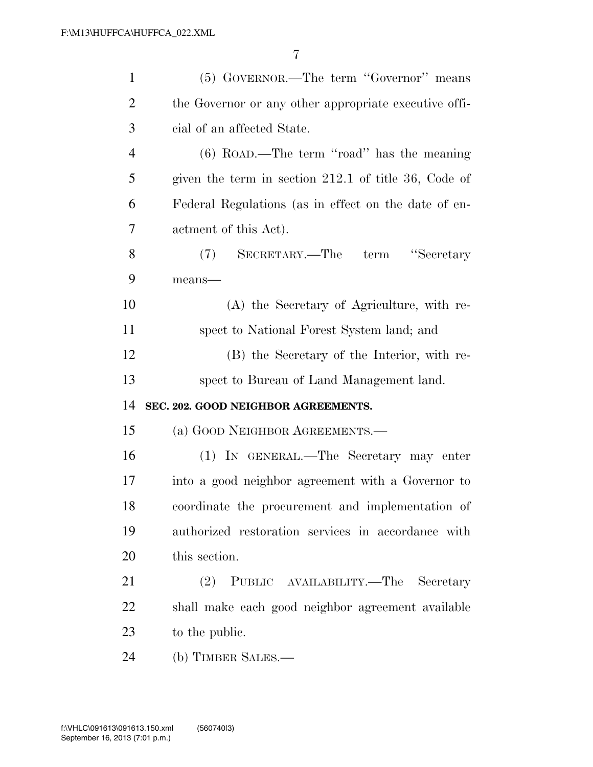(5) GOVERNOR.—The term ''Governor'' means the Governor or any other appropriate executive official of an affected State.

(6) ROAD.—The term ''road'' has the meaning given the term in section 212.1 of title 36, Code of Federal Regulations (as in effect on the date of enactment of this Act).

(7) SECRETARY.—The term ''Secretary means—

(A) the Secretary of Agriculture, with respect to National Forest System land; and

(B) the Secretary of the Interior, with respect to Bureau of Land Management land.

**SEC. 202. GOOD NEIGHBOR AGREEMENTS.**

(a) GOOD NEIGHBOR AGREEMENTS.—

(1) IN GENERAL.—The Secretary may enter into a good neighbor agreement with a Governor to coordinate the procurement and implementation of authorized restoration services in accordance with this section.

(2) PUBLIC AVAILABILITY.—The Secretary shall make each good neighbor agreement available to the public.

(b) TIMBER SALES.—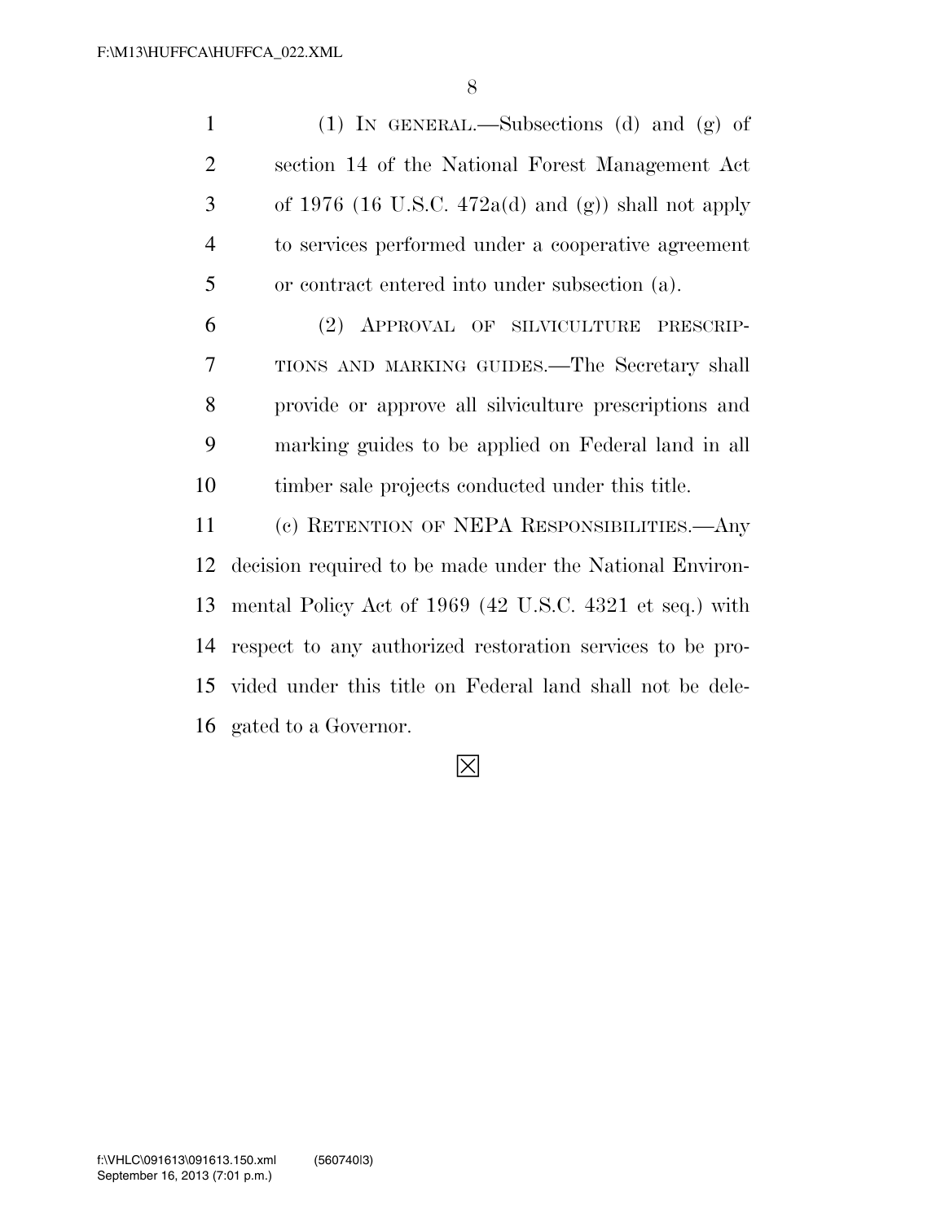(1) IN GENERAL.—Subsections (d) and (g) of section 14 of the National Forest Management Act of 1976 (16 U.S.C. 472a(d) and (g)) shall not apply to services performed under a cooperative agreement or contract entered into under subsection (a).

(2) APPROVAL OF SILVICULTURE PRESCRIPTIONS AND MARKING GUIDES.—The Secretary shall provide or approve all silviculture prescriptions and marking guides to be applied on Federal land in all timber sale projects conducted under this title.

(c) RETENTION OF NEPA RESPONSIBILITIES.—Any decision required to be made under the National Environmental Policy Act of 1969 (42 U.S.C. 4321 et seq.) with respect to any authorized restoration services to be provided under this title on Federal land shall not be delegated to a Governor.

☒